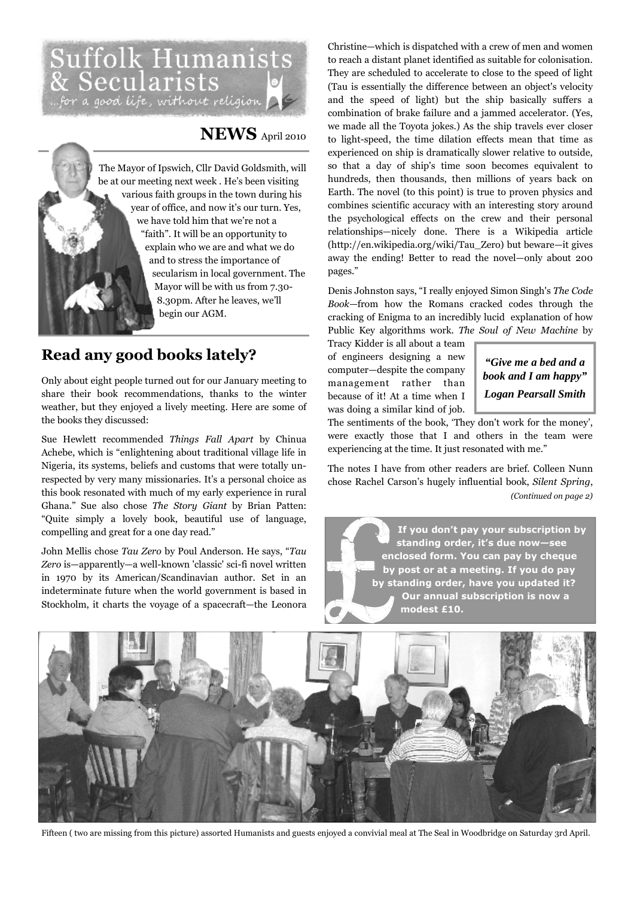# Suffolk Humanists & Secularists

*...for a good life, without religion*

## NEWS April 2010

The Mayor of Ipswich, Cllr David Goldsmith, will be at our meeting next week . He's been visiting various faith groups in the town during his year of office, and now it's our turn. Yes, we have told him that we're not a "faith". It will be an opportunity to explain who we are and what we do and to stress the importance of secularism in local government. The Mayor will be with us from 7.30-8.30pm. After he leaves, we'll begin our AGM.

## Read any good books lately?

Only about eight people turned out for our January meeting to share their book recommendations, thanks to the winter weather, but they enjoyed a lively meeting. Here are some of the books they discussed:

Sue Hewlett recommended *Things Fall Apart* by Chinua Achebe, which is "enlightening about traditional village life in Nigeria, its systems, beliefs and customs that were totally un-respected by very many missionaries. It's a personal choice as this book resonated with much of my early experience in rural Ghana." Sue also chose *The Story Giant* by Brian Patten: "Quite simply a lovely book, beautiful use of language, compelling and great for a one day read."

John Mellis chose *Tau Zero* by Poul Anderson. He says, "*Tau Zero* is—apparently—a well-known 'classic' sci-fi novel written in 1970 by its American/Scandinavian author. Set in an indeterminate future when the world government is based in Stockholm, it charts the voyage of a spacecraft—the Leonora Christine—which is dispatched with a crew of men and women to reach a distant planet identified as suitable for colonisation. They are scheduled to accelerate to close to the speed of light (Tau is essentially the difference between an object's velocity and the speed of light) but the ship basically suffers a combination of brake failure and a jammed accelerator. (Yes, we made all the Toyota jokes.) As the ship travels ever closer to light-speed, the time dilation effects mean that time as experienced on ship is dramatically slower relative to outside, so that a day of ship's time soon becomes equivalent to hundreds, then thousands, then millions of years back on Earth. The novel (to this point) is true to proven physics and combines scientific accuracy with an interesting story around the psychological effects on the crew and their personal relationships—nicely done. There is a Wikipedia article (http://en.wikipedia.org/wiki/Tau_Zero) but beware—it gives away the ending! Better to read the novel—only about 200 pages."

Denis Johnston says, "I really enjoyed Simon Singh's *The Code Book*—from how the Romans cracked codes through the cracking of Enigma to an incredibly lucid explanation of how Public Key algorithms work. *The Soul of New Machine* by Tracy Kidder is all about a team of engineers designing a new computer—despite the company management rather than because of it! At a time when I was doing a similar kind of job. The sentiments of the book, 'They don't work for the money', were exactly those that I and others in the team were experiencing at the time. It just resonated with me."

> ***"Give me a bed and a book and I am happy"***
>
> ***Logan Pearsall Smith***

The notes I have from other readers are brief. Colleen Nunn chose Rachel Carson's hugely influential book, *Silent Spring*,

*(Continued on page 2)*

**If you don't pay your subscription by standing order, it's due now—see enclosed form. You can pay by cheque by post or at a meeting. If you do pay by standing order, have you updated it? Our annual subscription is now a modest £10.**

Fifteen ( two are missing from this picture) assorted Humanists and guests enjoyed a convivial meal at The Seal in Woodbridge on Saturday 3rd April.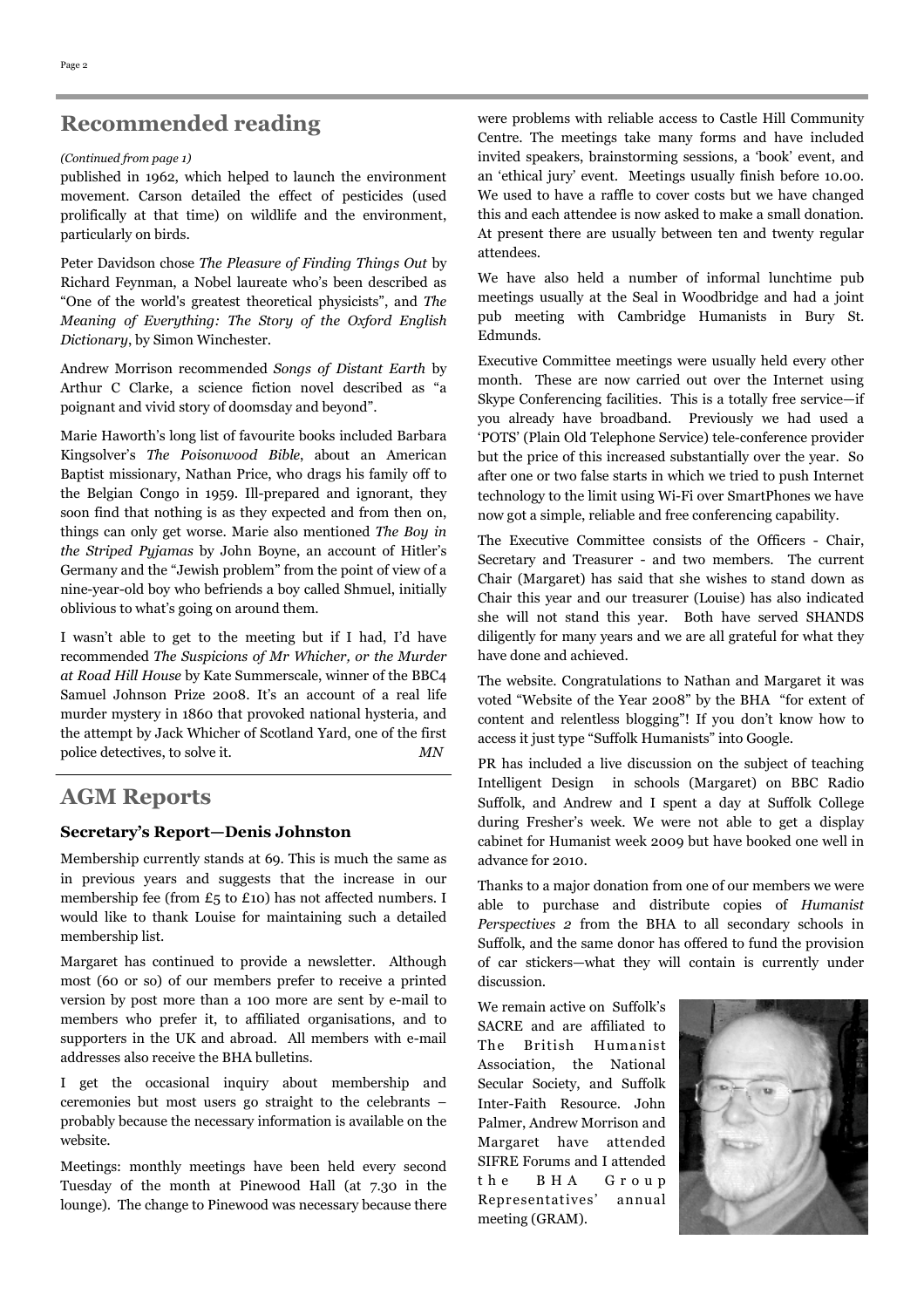## Recommended reading

*(Continued from page 1)*

published in 1962, which helped to launch the environment movement. Carson detailed the effect of pesticides (used prolifically at that time) on wildlife and the environment, particularly on birds.

Peter Davidson chose *The Pleasure of Finding Things Out* by Richard Feynman, a Nobel laureate who's been described as "One of the world's greatest theoretical physicists", and *The Meaning of Everything: The Story of the Oxford English Dictionary*, by Simon Winchester.

Andrew Morrison recommended *Songs of Distant Earth* by Arthur C Clarke, a science fiction novel described as "a poignant and vivid story of doomsday and beyond".

Marie Haworth's long list of favourite books included Barbara Kingsolver's *The Poisonwood Bible*, about an American Baptist missionary, Nathan Price, who drags his family off to the Belgian Congo in 1959. Ill-prepared and ignorant, they soon find that nothing is as they expected and from then on, things can only get worse. Marie also mentioned *The Boy in the Striped Pyjamas* by John Boyne, an account of Hitler's Germany and the "Jewish problem" from the point of view of a nine-year-old boy who befriends a boy called Shmuel, initially oblivious to what's going on around them.

I wasn't able to get to the meeting but if I had, I'd have recommended *The Suspicions of Mr Whicher, or the Murder at Road Hill House* by Kate Summerscale, winner of the BBC4 Samuel Johnson Prize 2008. It's an account of a real life murder mystery in 1860 that provoked national hysteria, and the attempt by Jack Whicher of Scotland Yard, one of the first police detectives, to solve it. *MN*

## AGM Reports

### Secretary's Report—Denis Johnston

Membership currently stands at 69. This is much the same as in previous years and suggests that the increase in our membership fee (from £5 to £10) has not affected numbers. I would like to thank Louise for maintaining such a detailed membership list.

Margaret has continued to provide a newsletter. Although most (60 or so) of our members prefer to receive a printed version by post more than a 100 more are sent by e-mail to members who prefer it, to affiliated organisations, and to supporters in the UK and abroad. All members with e-mail addresses also receive the BHA bulletins.

I get the occasional inquiry about membership and ceremonies but most users go straight to the celebrants – probably because the necessary information is available on the website.

Meetings: monthly meetings have been held every second Tuesday of the month at Pinewood Hall (at 7.30 in the lounge). The change to Pinewood was necessary because there were problems with reliable access to Castle Hill Community Centre. The meetings take many forms and have included invited speakers, brainstorming sessions, a 'book' event, and an 'ethical jury' event. Meetings usually finish before 10.00. We used to have a raffle to cover costs but we have changed this and each attendee is now asked to make a small donation. At present there are usually between ten and twenty regular attendees.

We have also held a number of informal lunchtime pub meetings usually at the Seal in Woodbridge and had a joint pub meeting with Cambridge Humanists in Bury St. Edmunds.

Executive Committee meetings were usually held every other month. These are now carried out over the Internet using Skype Conferencing facilities. This is a totally free service—if you already have broadband. Previously we had used a 'POTS' (Plain Old Telephone Service) tele-conference provider but the price of this increased substantially over the year. So after one or two false starts in which we tried to push Internet technology to the limit using Wi-Fi over SmartPhones we have now got a simple, reliable and free conferencing capability.

The Executive Committee consists of the Officers - Chair, Secretary and Treasurer - and two members. The current Chair (Margaret) has said that she wishes to stand down as Chair this year and our treasurer (Louise) has also indicated she will not stand this year. Both have served SHANDS diligently for many years and we are all grateful for what they have done and achieved.

The website. Congratulations to Nathan and Margaret it was voted "Website of the Year 2008" by the BHA "for extent of content and relentless blogging"! If you don't know how to access it just type "Suffolk Humanists" into Google.

PR has included a live discussion on the subject of teaching Intelligent Design in schools (Margaret) on BBC Radio Suffolk, and Andrew and I spent a day at Suffolk College during Fresher's week. We were not able to get a display cabinet for Humanist week 2009 but have booked one well in advance for 2010.

Thanks to a major donation from one of our members we were able to purchase and distribute copies of *Humanist Perspectives 2* from the BHA to all secondary schools in Suffolk, and the same donor has offered to fund the provision of car stickers—what they will contain is currently under discussion.

We remain active on Suffolk's SACRE and are affiliated to The British Humanist Association, the National Secular Society, and Suffolk Inter-Faith Resource. John Palmer, Andrew Morrison and Margaret have attended SIFRE Forums and I attended the BHA Group Representatives' annual meeting (GRAM).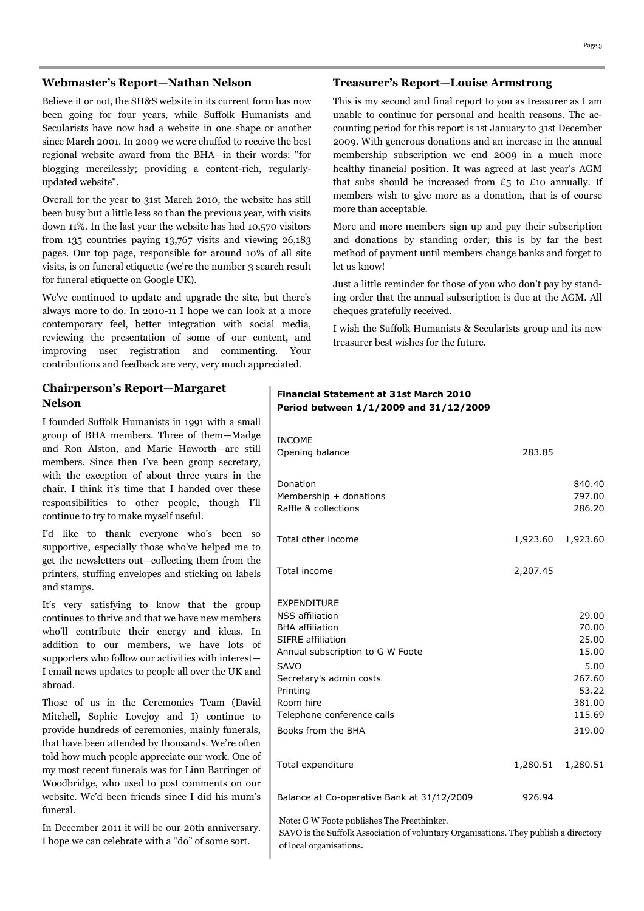### Webmaster's Report—Nathan Nelson

Believe it or not, the SH&S website in its current form has now been going for four years, while Suffolk Humanists and Secularists have now had a website in one shape or another since March 2001. In 2009 we were chuffed to receive the best regional website award from the BHA—in their words: "for blogging mercilessly; providing a content-rich, regularly-updated website".

Overall for the year to 31st March 2010, the website has still been busy but a little less so than the previous year, with visits down 11%. In the last year the website has had 10,570 visitors from 135 countries paying 13,767 visits and viewing 26,183 pages. Our top page, responsible for around 10% of all site visits, is on funeral etiquette (we're the number 3 search result for funeral etiquette on Google UK).

We've continued to update and upgrade the site, but there's always more to do. In 2010-11 I hope we can look at a more contemporary feel, better integration with social media, reviewing the presentation of some of our content, and improving user registration and commenting. Your contributions and feedback are very, very much appreciated.

### Treasurer's Report—Louise Armstrong

This is my second and final report to you as treasurer as I am unable to continue for personal and health reasons. The accounting period for this report is 1st January to 31st December 2009. With generous donations and an increase in the annual membership subscription we end 2009 in a much more healthy financial position. It was agreed at last year's AGM that subs should be increased from £5 to £10 annually. If members wish to give more as a donation, that is of course more than acceptable.

More and more members sign up and pay their subscription and donations by standing order; this is by far the best method of payment until members change banks and forget to let us know!

Just a little reminder for those of you who don't pay by standing order that the annual subscription is due at the AGM. All cheques gratefully received.

I wish the Suffolk Humanists & Secularists group and its new treasurer best wishes for the future.

### Chairperson's Report—Margaret Nelson

I founded Suffolk Humanists in 1991 with a small group of BHA members. Three of them—Madge and Ron Alston, and Marie Haworth—are still members. Since then I've been group secretary, with the exception of about three years in the chair. I think it's time that I handed over these responsibilities to other people, though I'll continue to try to make myself useful.

I'd like to thank everyone who's been so supportive, especially those who've helped me to get the newsletters out—collecting them from the printers, stuffing envelopes and sticking on labels and stamps.

It's very satisfying to know that the group continues to thrive and that we have new members who'll contribute their energy and ideas. In addition to our members, we have lots of supporters who follow our activities with interest—I email news updates to people all over the UK and abroad.

Those of us in the Ceremonies Team (David Mitchell, Sophie Lovejoy and I) continue to provide hundreds of ceremonies, mainly funerals, that have been attended by thousands. We're often told how much people appreciate our work. One of my most recent funerals was for Linn Barringer of Woodbridge, who used to post comments on our website. We'd been friends since I did his mum's funeral.

In December 2011 it will be our 20th anniversary. I hope we can celebrate with a "do" of some sort.

**Financial Statement at 31st March 2010**
**Period between 1/1/2009 and 31/12/2009**

| | | |
|---|---|---|
| INCOME | | |
| Opening balance | 283.85 | |
| Donation | | 840.40 |
| Membership + donations | | 797.00 |
| Raffle & collections | | 286.20 |
| Total other income | 1,923.60 | 1,923.60 |
| Total income | 2,207.45 | |
| EXPENDITURE | | |
| NSS affiliation | | 29.00 |
| BHA affiliation | | 70.00 |
| SIFRE affiliation | | 25.00 |
| Annual subscription to G W Foote | | 15.00 |
| SAVO | | 5.00 |
| Secretary's admin costs | | 267.60 |
| Printing | | 53.22 |
| Room hire | | 381.00 |
| Telephone conference calls | | 115.69 |
| Books from the BHA | | 319.00 |
| Total expenditure | 1,280.51 | 1,280.51 |
| Balance at Co-operative Bank at 31/12/2009 | 926.94 | |

Note: G W Foote publishes The Freethinker.
SAVO is the Suffolk Association of voluntary Organisations. They publish a directory of local organisations.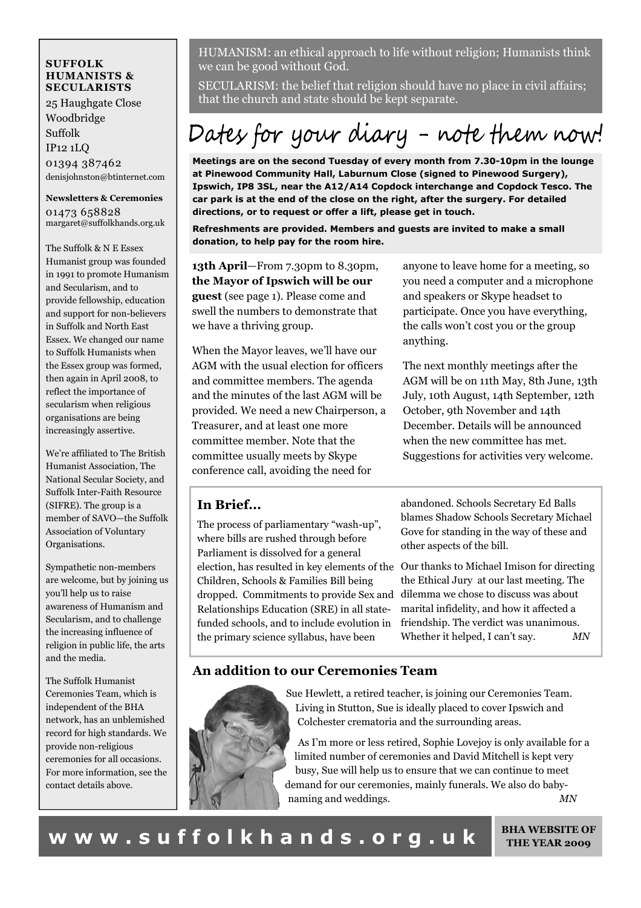**SUFFOLK HUMANISTS & SECULARISTS**

25 Haughgate Close
Woodbridge
Suffolk
IP12 1LQ
01394 387462
denisjohnston@btinternet.com

**Newsletters & Ceremonies**
01473 658828
margaret@suffolkhands.org.uk

The Suffolk & N E Essex Humanist group was founded in 1991 to promote Humanism and Secularism, and to provide fellowship, education and support for non-believers in Suffolk and North East Essex. We changed our name to Suffolk Humanists when the Essex group was formed, then again in April 2008, to reflect the importance of secularism when religious organisations are being increasingly assertive.

We're affiliated to The British Humanist Association, The National Secular Society, and Suffolk Inter-Faith Resource (SIFRE). The group is a member of SAVO—the Suffolk Association of Voluntary Organisations.

Sympathetic non-members are welcome, but by joining us you'll help us to raise awareness of Humanism and Secularism, and to challenge the increasing influence of religion in public life, the arts and the media.

The Suffolk Humanist Ceremonies Team, which is independent of the BHA network, has an unblemished record for high standards. We provide non-religious ceremonies for all occasions. For more information, see the contact details above.

HUMANISM: an ethical approach to life without religion; Humanists think we can be good without God.

SECULARISM: the belief that religion should have no place in civil affairs; that the church and state should be kept separate.

# Dates for your diary - note them now!

**Meetings are on the second Tuesday of every month from 7.30-10pm in the lounge at Pinewood Community Hall, Laburnum Close (signed to Pinewood Surgery), Ipswich, IP8 3SL, near the A12/A14 Copdock interchange and Copdock Tesco. The car park is at the end of the close on the right, after the surgery. For detailed directions, or to request or offer a lift, please get in touch.**

**Refreshments are provided. Members and guests are invited to make a small donation, to help pay for the room hire.**

**13th April**—From 7.30pm to 8.30pm, **the Mayor of Ipswich will be our guest** (see page 1). Please come and swell the numbers to demonstrate that we have a thriving group.

When the Mayor leaves, we'll have our AGM with the usual election for officers and committee members. The agenda and the minutes of the last AGM will be provided. We need a new Chairperson, a Treasurer, and at least one more committee member. Note that the committee usually meets by Skype conference call, avoiding the need for anyone to leave home for a meeting, so you need a computer and a microphone and speakers or Skype headset to participate. Once you have everything, the calls won't cost you or the group anything.

The next monthly meetings after the AGM will be on 11th May, 8th June, 13th July, 10th August, 14th September, 12th October, 9th November and 14th December. Details will be announced when the new committee has met. Suggestions for activities very welcome.

### In Brief...

The process of parliamentary "wash-up", where bills are rushed through before Parliament is dissolved for a general election, has resulted in key elements of the Children, Schools & Families Bill being dropped. Commitments to provide Sex and Relationships Education (SRE) in all state-funded schools, and to include evolution in the primary science syllabus, have been abandoned. Schools Secretary Ed Balls blames Shadow Schools Secretary Michael Gove for standing in the way of these and other aspects of the bill.

Our thanks to Michael Imison for directing the Ethical Jury at our last meeting. The dilemma we chose to discuss was about marital infidelity, and how it affected a friendship. The verdict was unanimous. Whether it helped, I can't say. *MN*

### An addition to our Ceremonies Team

Sue Hewlett, a retired teacher, is joining our Ceremonies Team. Living in Stutton, Sue is ideally placed to cover Ipswich and Colchester crematoria and the surrounding areas.

As I'm more or less retired, Sophie Lovejoy is only available for a limited number of ceremonies and David Mitchell is kept very busy, Sue will help us to ensure that we can continue to meet demand for our ceremonies, mainly funerals. We also do baby-naming and weddings. *MN*

**www.suffolkhands.org.uk** — **BHA WEBSITE OF THE YEAR 2009**